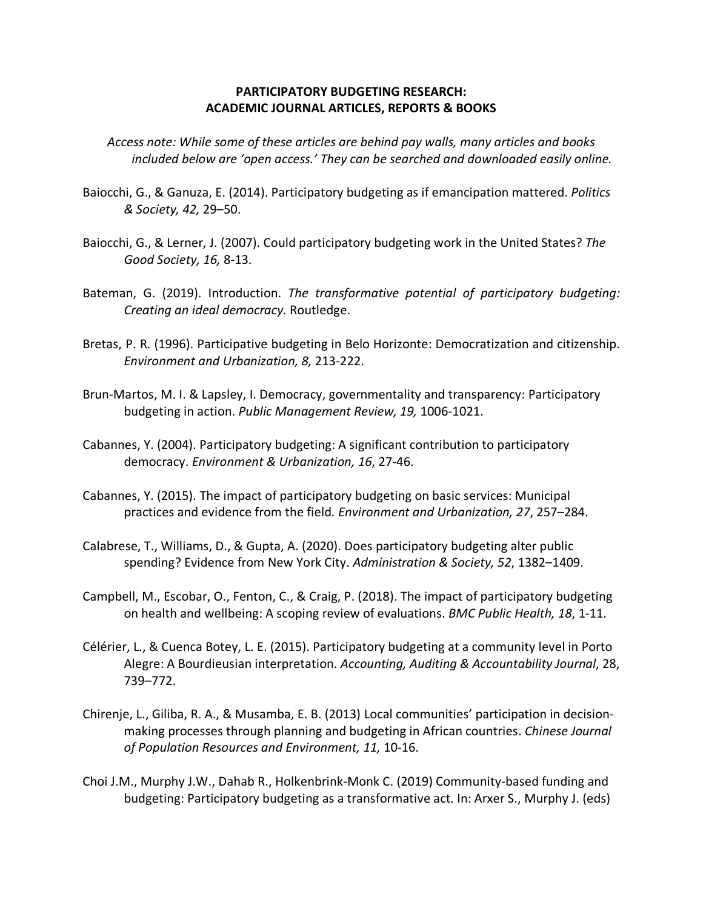# PARTICIPATORY BUDGETING RESEARCH: ACADEMIC JOURNAL ARTICLES, REPORTS & BOOKS

*Access note: While some of these articles are behind pay walls, many articles and books included below are 'open access.' They can be searched and downloaded easily online.*

Baiocchi, G., & Ganuza, E. (2014). Participatory budgeting as if emancipation mattered. *Politics & Society, 42,* 29–50.

Baiocchi, G., & Lerner, J. (2007). Could participatory budgeting work in the United States? *The Good Society, 16,* 8-13.

Bateman, G. (2019). Introduction. *The transformative potential of participatory budgeting: Creating an ideal democracy.* Routledge.

Bretas, P. R. (1996). Participative budgeting in Belo Horizonte: Democratization and citizenship. *Environment and Urbanization, 8,* 213-222.

Brun-Martos, M. I. & Lapsley, I. Democracy, governmentality and transparency: Participatory budgeting in action. *Public Management Review, 19,* 1006-1021.

Cabannes, Y. (2004). Participatory budgeting: A significant contribution to participatory democracy. *Environment & Urbanization, 16*, 27-46.

Cabannes, Y. (2015). The impact of participatory budgeting on basic services: Municipal practices and evidence from the field. *Environment and Urbanization, 27*, 257–284.

Calabrese, T., Williams, D., & Gupta, A. (2020). Does participatory budgeting alter public spending? Evidence from New York City. *Administration & Society, 52*, 1382–1409.

Campbell, M., Escobar, O., Fenton, C., & Craig, P. (2018). The impact of participatory budgeting on health and wellbeing: A scoping review of evaluations. *BMC Public Health, 18*, 1-11.

Célérier, L., & Cuenca Botey, L. E. (2015). Participatory budgeting at a community level in Porto Alegre: A Bourdieusian interpretation. *Accounting, Auditing & Accountability Journal*, 28, 739–772.

Chirenje, L., Giliba, R. A., & Musamba, E. B. (2013) Local communities' participation in decision-making processes through planning and budgeting in African countries. *Chinese Journal of Population Resources and Environment, 11,* 10-16.

Choi J.M., Murphy J.W., Dahab R., Holkenbrink-Monk C. (2019) Community-based funding and budgeting: Participatory budgeting as a transformative act. In: Arxer S., Murphy J. (eds)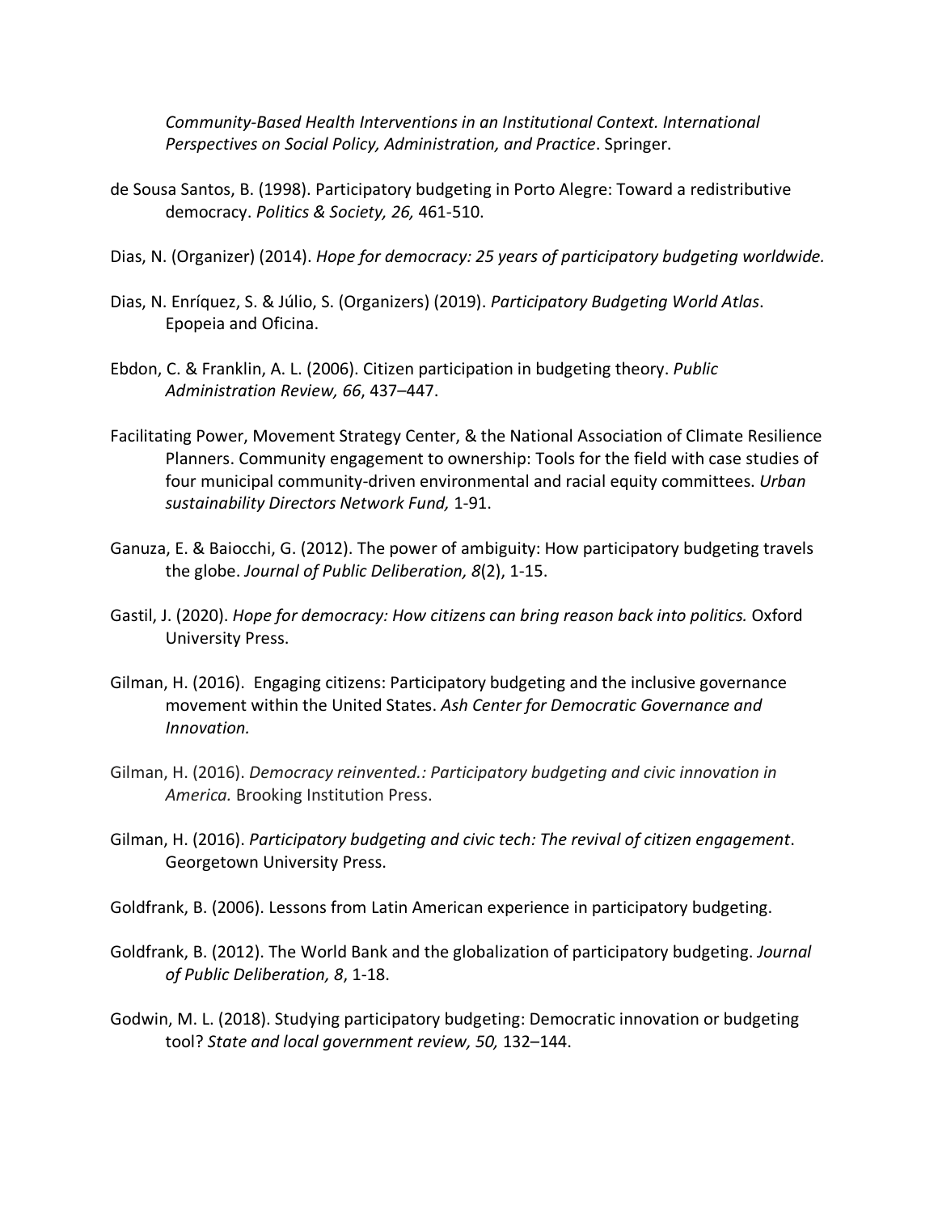*Community-Based Health Interventions in an Institutional Context. International Perspectives on Social Policy, Administration, and Practice*. Springer.

de Sousa Santos, B. (1998). Participatory budgeting in Porto Alegre: Toward a redistributive democracy. *Politics & Society, 26,* 461-510.

Dias, N. (Organizer) (2014). *Hope for democracy: 25 years of participatory budgeting worldwide.*

Dias, N. Enríquez, S. & Júlio, S. (Organizers) (2019). *Participatory Budgeting World Atlas*. Epopeia and Oficina.

Ebdon, C. & Franklin, A. L. (2006). Citizen participation in budgeting theory. *Public Administration Review, 66*, 437–447.

Facilitating Power, Movement Strategy Center, & the National Association of Climate Resilience Planners. Community engagement to ownership: Tools for the field with case studies of four municipal community-driven environmental and racial equity committees. *Urban sustainability Directors Network Fund,* 1-91.

Ganuza, E. & Baiocchi, G. (2012). The power of ambiguity: How participatory budgeting travels the globe. *Journal of Public Deliberation, 8*(2), 1-15.

Gastil, J. (2020). *Hope for democracy: How citizens can bring reason back into politics.* Oxford University Press.

Gilman, H. (2016). Engaging citizens: Participatory budgeting and the inclusive governance movement within the United States. *Ash Center for Democratic Governance and Innovation.*

Gilman, H. (2016). *Democracy reinvented.: Participatory budgeting and civic innovation in America.* Brooking Institution Press.

Gilman, H. (2016). *Participatory budgeting and civic tech: The revival of citizen engagement*. Georgetown University Press.

Goldfrank, B. (2006). Lessons from Latin American experience in participatory budgeting.

Goldfrank, B. (2012). The World Bank and the globalization of participatory budgeting. *Journal of Public Deliberation, 8*, 1-18.

Godwin, M. L. (2018). Studying participatory budgeting: Democratic innovation or budgeting tool? *State and local government review, 50,* 132–144.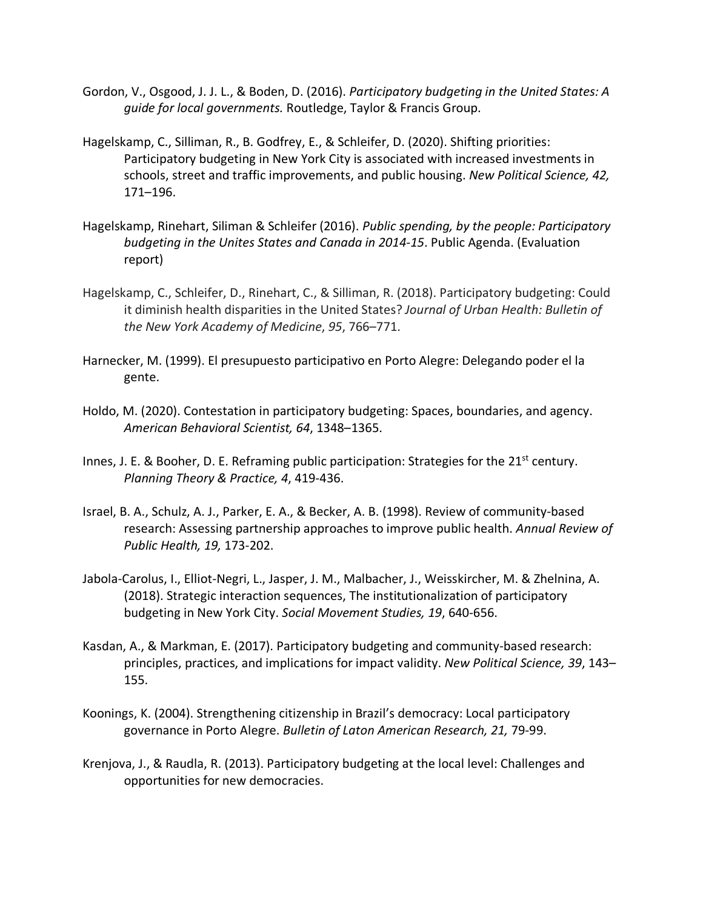Gordon, V., Osgood, J. J. L., & Boden, D. (2016). *Participatory budgeting in the United States: A guide for local governments.* Routledge, Taylor & Francis Group.

Hagelskamp, C., Silliman, R., B. Godfrey, E., & Schleifer, D. (2020). Shifting priorities: Participatory budgeting in New York City is associated with increased investments in schools, street and traffic improvements, and public housing. *New Political Science, 42,* 171–196.

Hagelskamp, Rinehart, Siliman & Schleifer (2016). *Public spending, by the people: Participatory budgeting in the Unites States and Canada in 2014-15*. Public Agenda. (Evaluation report)

Hagelskamp, C., Schleifer, D., Rinehart, C., & Silliman, R. (2018). Participatory budgeting: Could it diminish health disparities in the United States? *Journal of Urban Health: Bulletin of the New York Academy of Medicine*, *95*, 766–771.

Harnecker, M. (1999). El presupuesto participativo en Porto Alegre: Delegando poder el la gente.

Holdo, M. (2020). Contestation in participatory budgeting: Spaces, boundaries, and agency. *American Behavioral Scientist, 64*, 1348–1365.

Innes, J. E. & Booher, D. E. Reframing public participation: Strategies for the 21st century. *Planning Theory & Practice, 4*, 419-436.

Israel, B. A., Schulz, A. J., Parker, E. A., & Becker, A. B. (1998). Review of community-based research: Assessing partnership approaches to improve public health. *Annual Review of Public Health, 19,* 173-202.

Jabola-Carolus, I., Elliot-Negri, L., Jasper, J. M., Malbacher, J., Weisskircher, M. & Zhelnina, A. (2018). Strategic interaction sequences, The institutionalization of participatory budgeting in New York City. *Social Movement Studies, 19*, 640-656.

Kasdan, A., & Markman, E. (2017). Participatory budgeting and community-based research: principles, practices, and implications for impact validity. *New Political Science, 39*, 143–155.

Koonings, K. (2004). Strengthening citizenship in Brazil's democracy: Local participatory governance in Porto Alegre. *Bulletin of Laton American Research, 21,* 79-99.

Krenjova, J., & Raudla, R. (2013). Participatory budgeting at the local level: Challenges and opportunities for new democracies.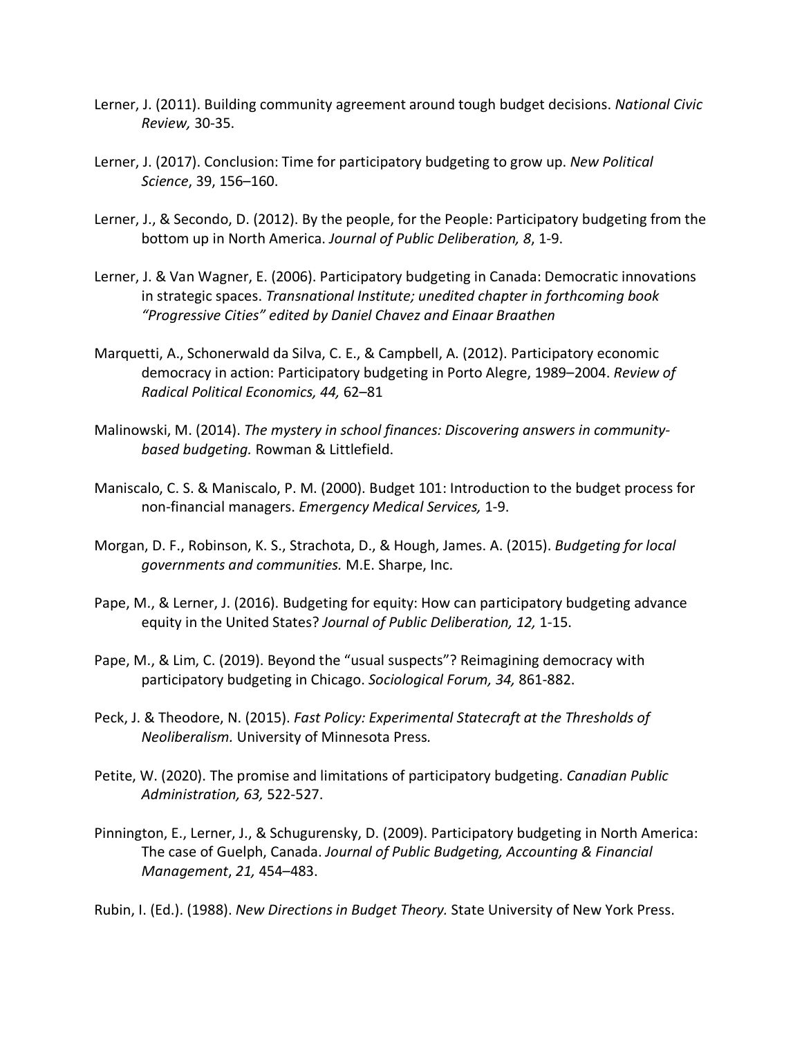Lerner, J. (2011). Building community agreement around tough budget decisions. *National Civic Review,* 30-35.

Lerner, J. (2017). Conclusion: Time for participatory budgeting to grow up. *New Political Science*, 39, 156–160.

Lerner, J., & Secondo, D. (2012). By the people, for the People: Participatory budgeting from the bottom up in North America. *Journal of Public Deliberation, 8*, 1-9.

Lerner, J. & Van Wagner, E. (2006). Participatory budgeting in Canada: Democratic innovations in strategic spaces. *Transnational Institute; unedited chapter in forthcoming book "Progressive Cities" edited by Daniel Chavez and Einaar Braathen*

Marquetti, A., Schonerwald da Silva, C. E., & Campbell, A. (2012). Participatory economic democracy in action: Participatory budgeting in Porto Alegre, 1989–2004. *Review of Radical Political Economics, 44,* 62–81

Malinowski, M. (2014). *The mystery in school finances: Discovering answers in community-based budgeting.* Rowman & Littlefield.

Maniscalo, C. S. & Maniscalo, P. M. (2000). Budget 101: Introduction to the budget process for non-financial managers. *Emergency Medical Services,* 1-9.

Morgan, D. F., Robinson, K. S., Strachota, D., & Hough, James. A. (2015). *Budgeting for local governments and communities.* M.E. Sharpe, Inc.

Pape, M., & Lerner, J. (2016). Budgeting for equity: How can participatory budgeting advance equity in the United States? *Journal of Public Deliberation, 12,* 1-15.

Pape, M., & Lim, C. (2019). Beyond the "usual suspects"? Reimagining democracy with participatory budgeting in Chicago. *Sociological Forum, 34,* 861-882.

Peck, J. & Theodore, N. (2015). *Fast Policy: Experimental Statecraft at the Thresholds of Neoliberalism.* University of Minnesota Press*.*

Petite, W. (2020). The promise and limitations of participatory budgeting. *Canadian Public Administration, 63,* 522-527.

Pinnington, E., Lerner, J., & Schugurensky, D. (2009). Participatory budgeting in North America: The case of Guelph, Canada. *Journal of Public Budgeting, Accounting & Financial Management*, *21,* 454–483.

Rubin, I. (Ed.). (1988). *New Directions in Budget Theory.* State University of New York Press.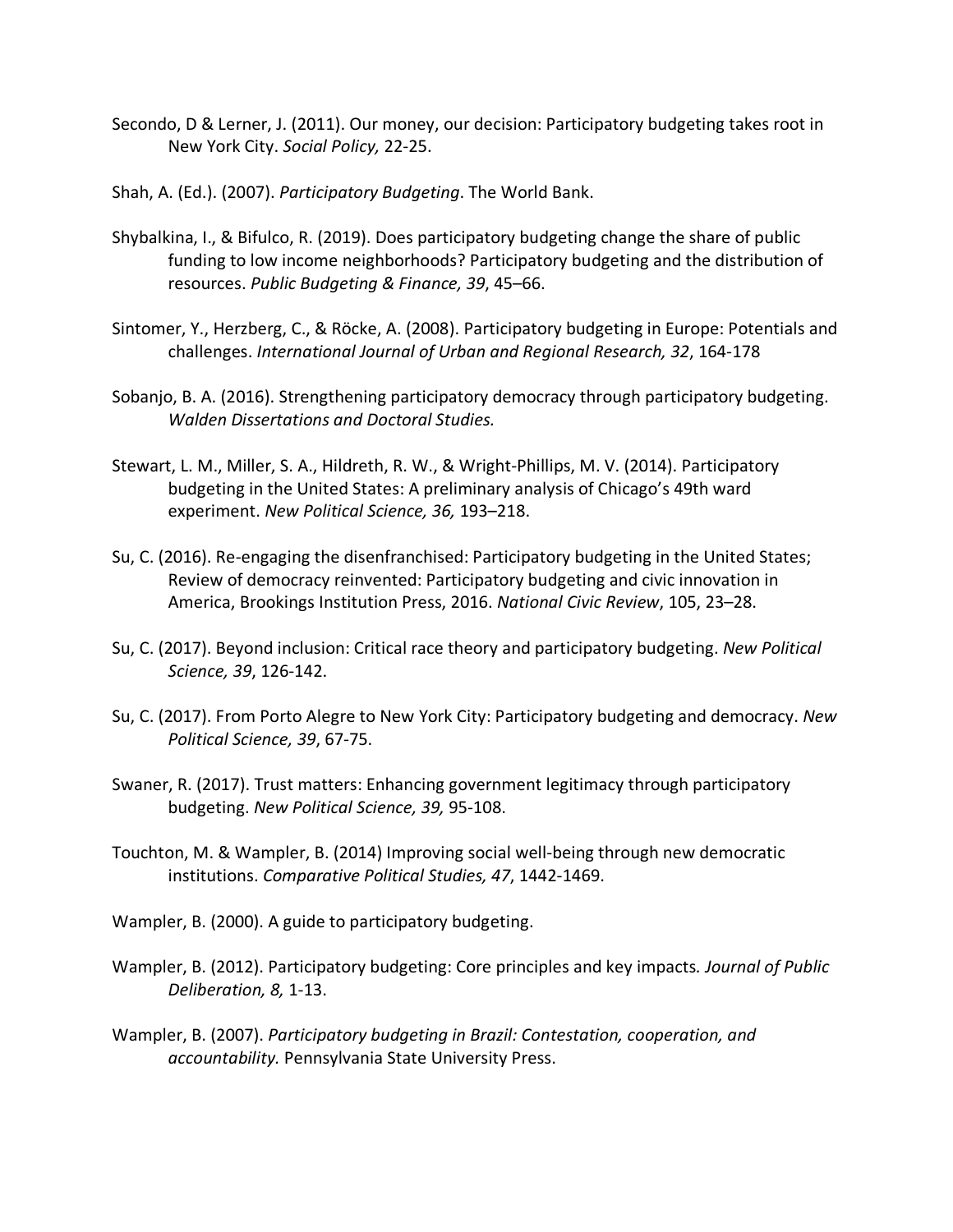Secondo, D & Lerner, J. (2011). Our money, our decision: Participatory budgeting takes root in New York City. *Social Policy,* 22-25.

Shah, A. (Ed.). (2007). *Participatory Budgeting*. The World Bank.

Shybalkina, I., & Bifulco, R. (2019). Does participatory budgeting change the share of public funding to low income neighborhoods? Participatory budgeting and the distribution of resources. *Public Budgeting & Finance, 39*, 45–66.

Sintomer, Y., Herzberg, C., & Röcke, A. (2008). Participatory budgeting in Europe: Potentials and challenges. *International Journal of Urban and Regional Research, 32*, 164-178

Sobanjo, B. A. (2016). Strengthening participatory democracy through participatory budgeting. *Walden Dissertations and Doctoral Studies.*

Stewart, L. M., Miller, S. A., Hildreth, R. W., & Wright-Phillips, M. V. (2014). Participatory budgeting in the United States: A preliminary analysis of Chicago's 49th ward experiment. *New Political Science, 36,* 193–218.

Su, C. (2016). Re-engaging the disenfranchised: Participatory budgeting in the United States; Review of democracy reinvented: Participatory budgeting and civic innovation in America, Brookings Institution Press, 2016. *National Civic Review*, 105, 23–28.

Su, C. (2017). Beyond inclusion: Critical race theory and participatory budgeting. *New Political Science, 39*, 126-142.

Su, C. (2017). From Porto Alegre to New York City: Participatory budgeting and democracy. *New Political Science, 39*, 67-75.

Swaner, R. (2017). Trust matters: Enhancing government legitimacy through participatory budgeting. *New Political Science, 39,* 95-108.

Touchton, M. & Wampler, B. (2014) Improving social well-being through new democratic institutions. *Comparative Political Studies, 47*, 1442-1469.

Wampler, B. (2000). A guide to participatory budgeting.

Wampler, B. (2012). Participatory budgeting: Core principles and key impacts*. Journal of Public Deliberation, 8,* 1-13.

Wampler, B. (2007). *Participatory budgeting in Brazil: Contestation, cooperation, and accountability.* Pennsylvania State University Press.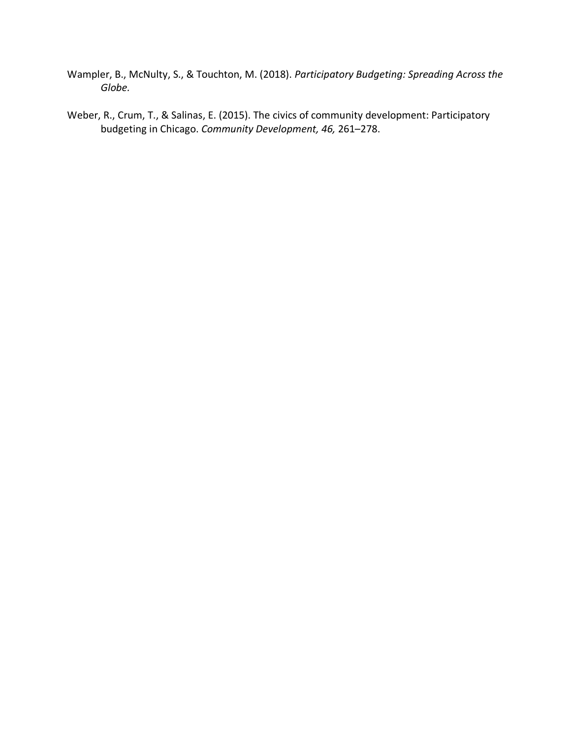Wampler, B., McNulty, S., & Touchton, M. (2018). *Participatory Budgeting: Spreading Across the Globe.*

Weber, R., Crum, T., & Salinas, E. (2015). The civics of community development: Participatory budgeting in Chicago. *Community Development, 46,* 261–278.